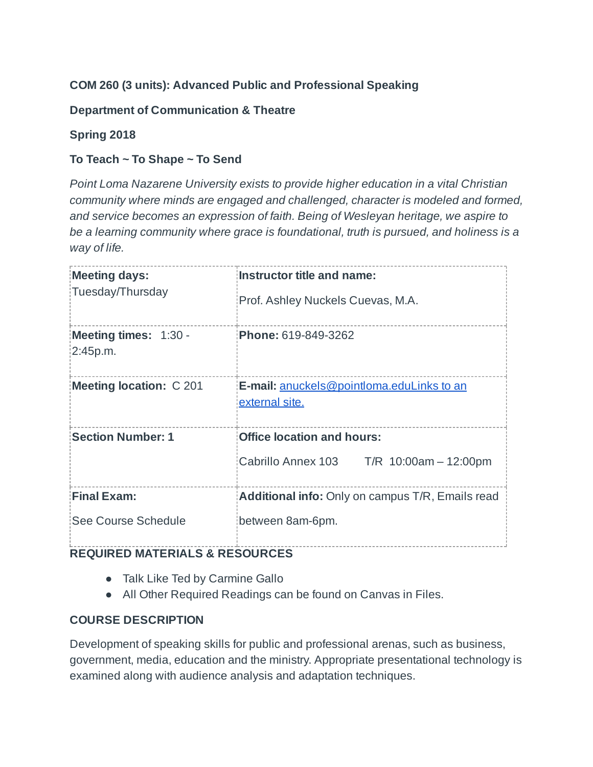**COM 260 (3 units): Advanced Public and Professional Speaking**

**Department of Communication & Theatre**

**Spring 2018**

**To Teach ~ To Shape ~ To Send**

*Point Loma Nazarene University exists to provide higher education in a vital Christian community where minds are engaged and challenged, character is modeled and formed, and service becomes an expression of faith. Being of Wesleyan heritage, we aspire to be a learning community where grace is foundational, truth is pursued, and holiness is a way of life.*

| **Meeting days:** Tuesday/Thursday | **Instructor title and name:** Prof. Ashley Nuckels Cuevas, M.A. |
|---|---|
| **Meeting times:** 1:30 - 2:45p.m. | **Phone:** 619-849-3262 |
| **Meeting location:** C 201 | **E-mail:** anuckels@pointloma.eduLinks to an external site. |
| **Section Number: 1** | **Office location and hours:** Cabrillo Annex 103 T/R 10:00am – 12:00pm |
| **Final Exam:** See Course Schedule | **Additional info:** Only on campus T/R, Emails read between 8am-6pm. |

**REQUIRED MATERIALS & RESOURCES**

- Talk Like Ted by Carmine Gallo
- All Other Required Readings can be found on Canvas in Files.

**COURSE DESCRIPTION**

Development of speaking skills for public and professional arenas, such as business, government, media, education and the ministry. Appropriate presentational technology is examined along with audience analysis and adaptation techniques.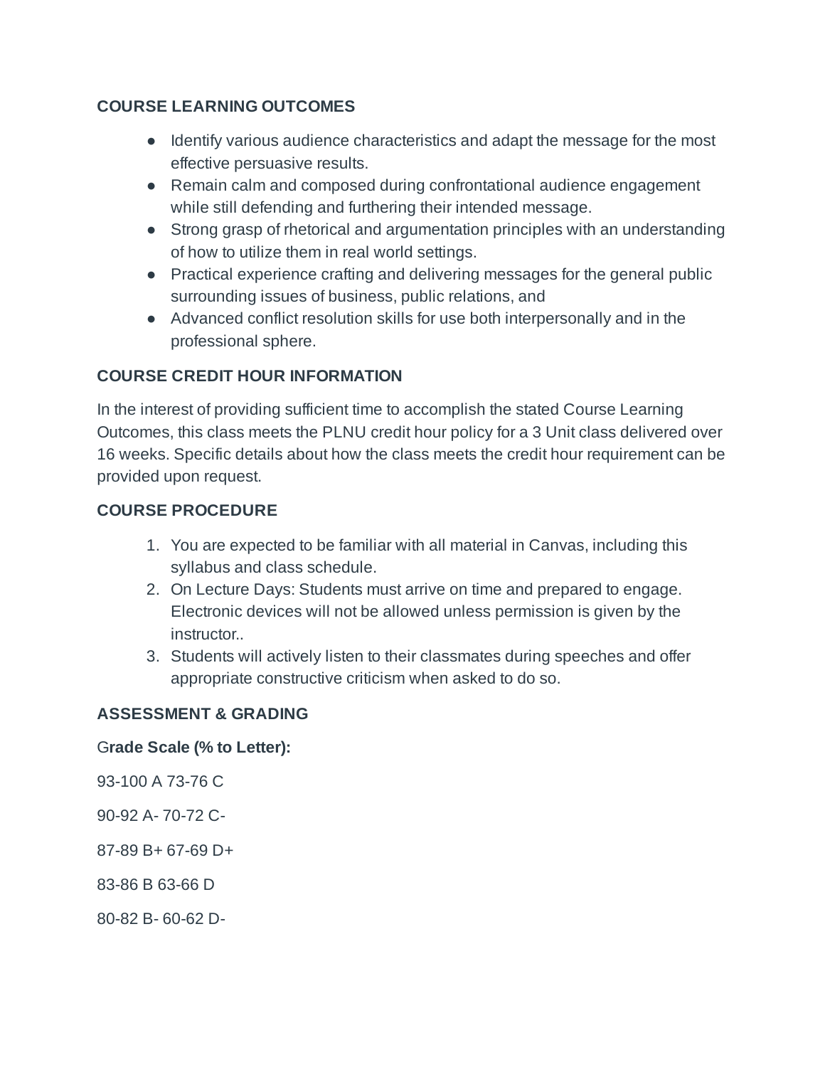**COURSE LEARNING OUTCOMES**

- Identify various audience characteristics and adapt the message for the most effective persuasive results.
- Remain calm and composed during confrontational audience engagement while still defending and furthering their intended message.
- Strong grasp of rhetorical and argumentation principles with an understanding of how to utilize them in real world settings.
- Practical experience crafting and delivering messages for the general public surrounding issues of business, public relations, and
- Advanced conflict resolution skills for use both interpersonally and in the professional sphere.

**COURSE CREDIT HOUR INFORMATION**

In the interest of providing sufficient time to accomplish the stated Course Learning Outcomes, this class meets the PLNU credit hour policy for a 3 Unit class delivered over 16 weeks. Specific details about how the class meets the credit hour requirement can be provided upon request.

**COURSE PROCEDURE**

1. You are expected to be familiar with all material in Canvas, including this syllabus and class schedule.
2. On Lecture Days: Students must arrive on time and prepared to engage. Electronic devices will not be allowed unless permission is given by the instructor..
3. Students will actively listen to their classmates during speeches and offer appropriate constructive criticism when asked to do so.

**ASSESSMENT & GRADING**

G**rade Scale (% to Letter):**

93-100 A 73-76 C

90-92 A- 70-72 C-

87-89 B+ 67-69 D+

83-86 B 63-66 D

80-82 B- 60-62 D-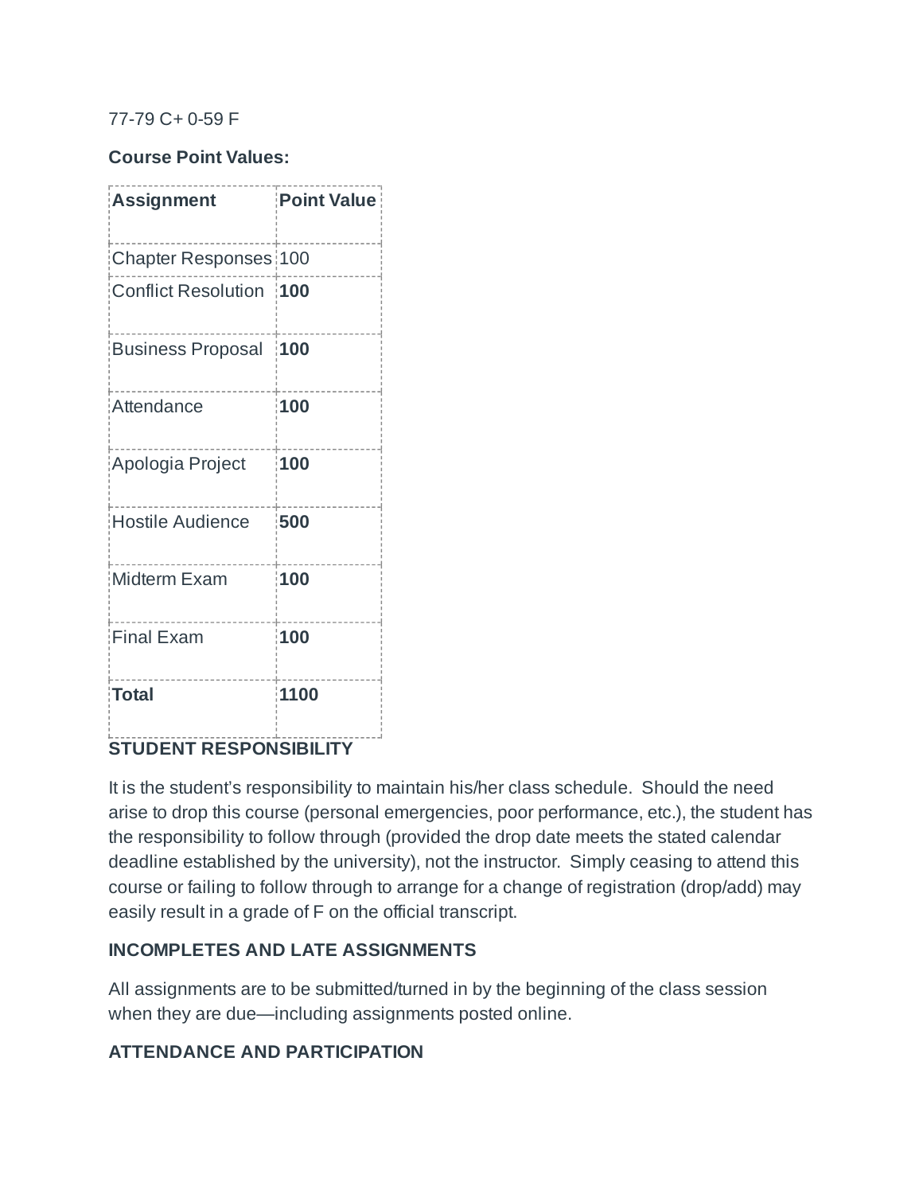77-79 C+ 0-59 F

**Course Point Values:**

| **Assignment** | **Point Value** |
|---|---|
| Chapter Responses | 100 |
| Conflict Resolution | **100** |
| Business Proposal | **100** |
| Attendance | **100** |
| Apologia Project | **100** |
| Hostile Audience | **500** |
| Midterm Exam | **100** |
| Final Exam | **100** |
| **Total** | **1100** |

**STUDENT RESPONSIBILITY**

It is the student's responsibility to maintain his/her class schedule. Should the need arise to drop this course (personal emergencies, poor performance, etc.), the student has the responsibility to follow through (provided the drop date meets the stated calendar deadline established by the university), not the instructor. Simply ceasing to attend this course or failing to follow through to arrange for a change of registration (drop/add) may easily result in a grade of F on the official transcript.

**INCOMPLETES AND LATE ASSIGNMENTS**

All assignments are to be submitted/turned in by the beginning of the class session when they are due—including assignments posted online.

**ATTENDANCE AND PARTICIPATION**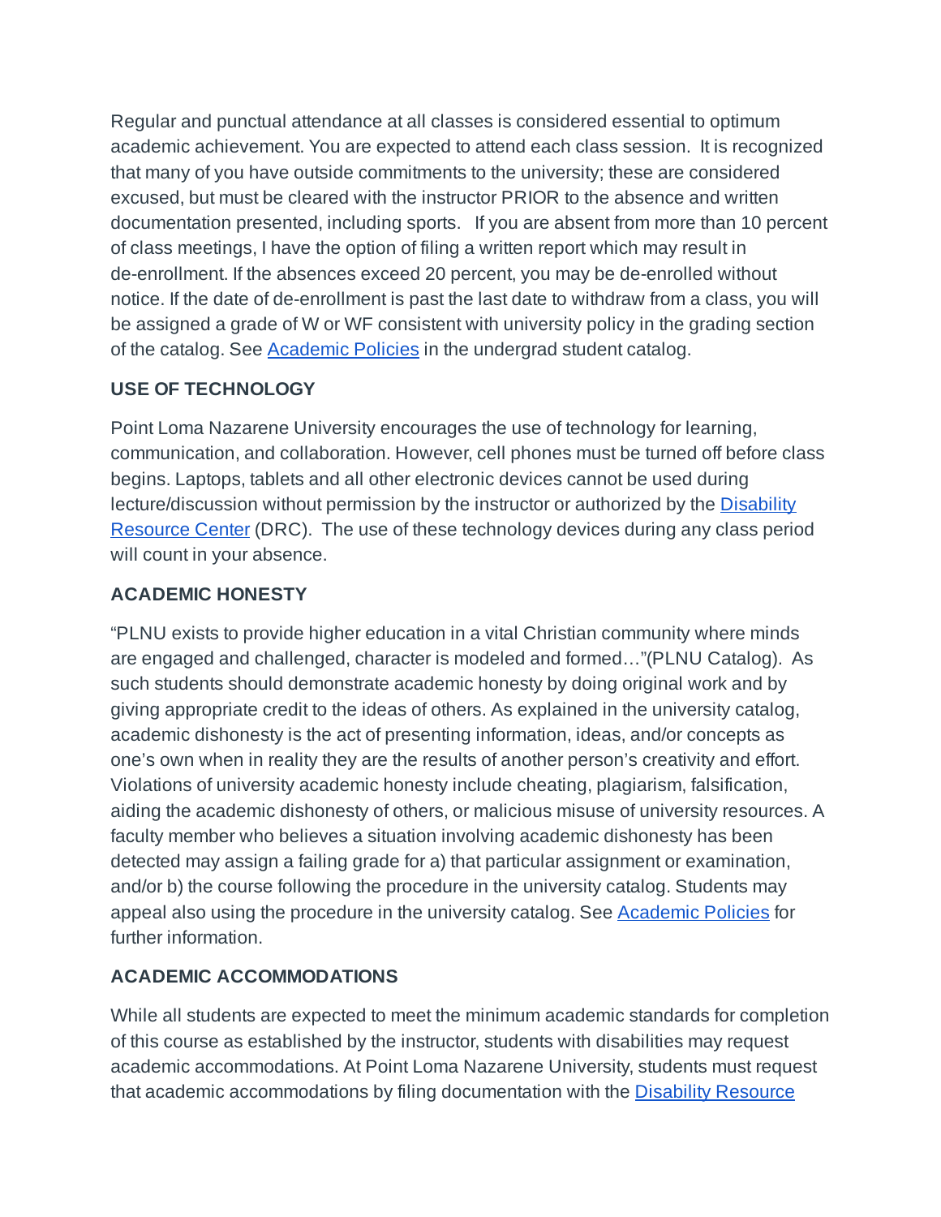Regular and punctual attendance at all classes is considered essential to optimum academic achievement. You are expected to attend each class session. It is recognized that many of you have outside commitments to the university; these are considered excused, but must be cleared with the instructor PRIOR to the absence and written documentation presented, including sports. If you are absent from more than 10 percent of class meetings, I have the option of filing a written report which may result in de-enrollment. If the absences exceed 20 percent, you may be de-enrolled without notice. If the date of de-enrollment is past the last date to withdraw from a class, you will be assigned a grade of W or WF consistent with university policy in the grading section of the catalog. See [Academic Policies]() in the undergrad student catalog.

### USE OF TECHNOLOGY

Point Loma Nazarene University encourages the use of technology for learning, communication, and collaboration. However, cell phones must be turned off before class begins. Laptops, tablets and all other electronic devices cannot be used during lecture/discussion without permission by the instructor or authorized by the [Disability Resource Center]() (DRC). The use of these technology devices during any class period will count in your absence.

### ACADEMIC HONESTY

"PLNU exists to provide higher education in a vital Christian community where minds are engaged and challenged, character is modeled and formed…"(PLNU Catalog). As such students should demonstrate academic honesty by doing original work and by giving appropriate credit to the ideas of others. As explained in the university catalog, academic dishonesty is the act of presenting information, ideas, and/or concepts as one's own when in reality they are the results of another person's creativity and effort. Violations of university academic honesty include cheating, plagiarism, falsification, aiding the academic dishonesty of others, or malicious misuse of university resources. A faculty member who believes a situation involving academic dishonesty has been detected may assign a failing grade for a) that particular assignment or examination, and/or b) the course following the procedure in the university catalog. Students may appeal also using the procedure in the university catalog. See [Academic Policies]() for further information.

### ACADEMIC ACCOMMODATIONS

While all students are expected to meet the minimum academic standards for completion of this course as established by the instructor, students with disabilities may request academic accommodations. At Point Loma Nazarene University, students must request that academic accommodations by filing documentation with the [Disability Resource]()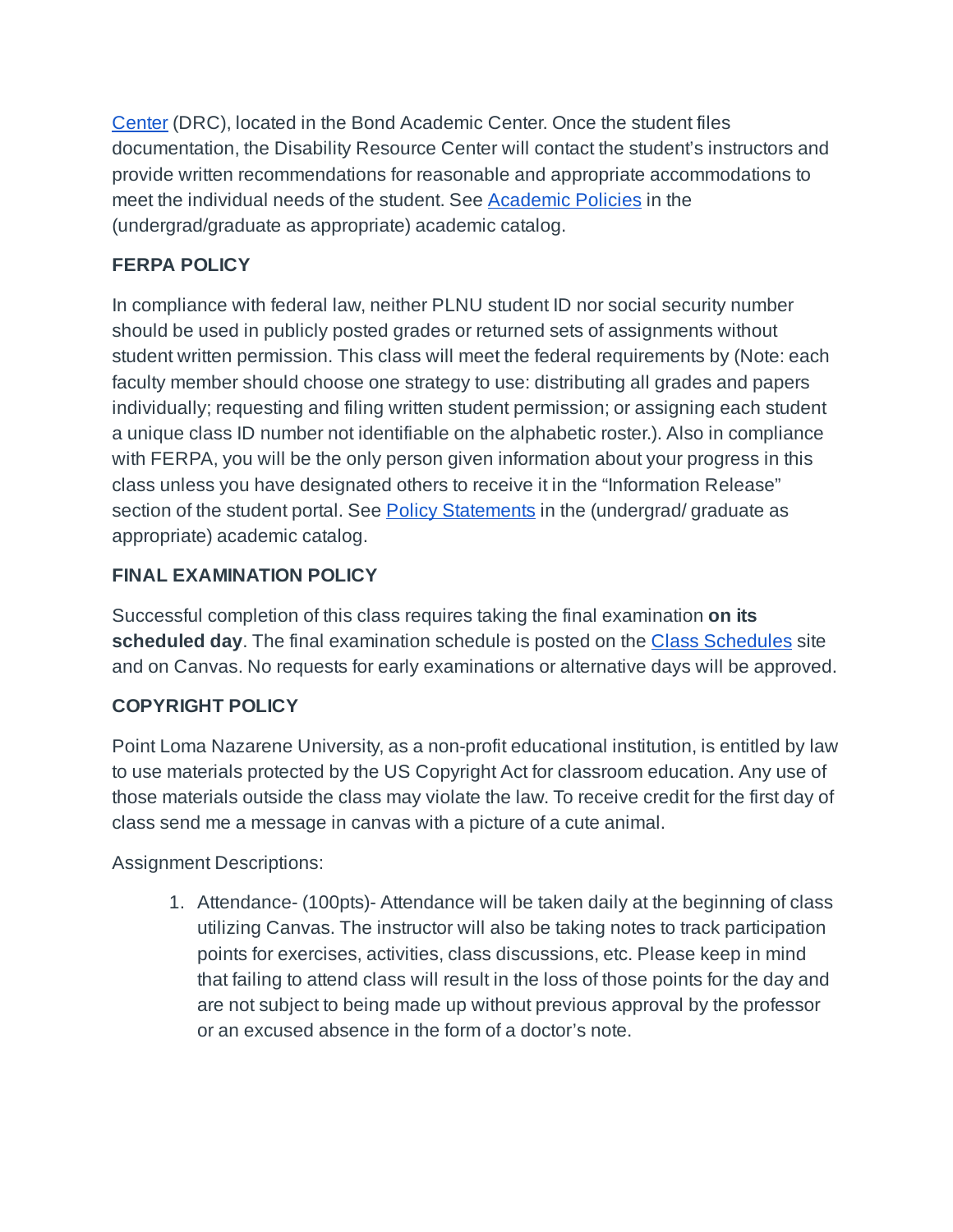Center (DRC), located in the Bond Academic Center. Once the student files documentation, the Disability Resource Center will contact the student's instructors and provide written recommendations for reasonable and appropriate accommodations to meet the individual needs of the student. See Academic Policies in the (undergrad/graduate as appropriate) academic catalog.

**FERPA POLICY**

In compliance with federal law, neither PLNU student ID nor social security number should be used in publicly posted grades or returned sets of assignments without student written permission. This class will meet the federal requirements by (Note: each faculty member should choose one strategy to use: distributing all grades and papers individually; requesting and filing written student permission; or assigning each student a unique class ID number not identifiable on the alphabetic roster.). Also in compliance with FERPA, you will be the only person given information about your progress in this class unless you have designated others to receive it in the "Information Release" section of the student portal. See Policy Statements in the (undergrad/ graduate as appropriate) academic catalog.

**FINAL EXAMINATION POLICY**

Successful completion of this class requires taking the final examination **on its scheduled day**. The final examination schedule is posted on the Class Schedules site and on Canvas. No requests for early examinations or alternative days will be approved.

**COPYRIGHT POLICY**

Point Loma Nazarene University, as a non-profit educational institution, is entitled by law to use materials protected by the US Copyright Act for classroom education. Any use of those materials outside the class may violate the law. To receive credit for the first day of class send me a message in canvas with a picture of a cute animal.

Assignment Descriptions:

1. Attendance- (100pts)- Attendance will be taken daily at the beginning of class utilizing Canvas. The instructor will also be taking notes to track participation points for exercises, activities, class discussions, etc. Please keep in mind that failing to attend class will result in the loss of those points for the day and are not subject to being made up without previous approval by the professor or an excused absence in the form of a doctor's note.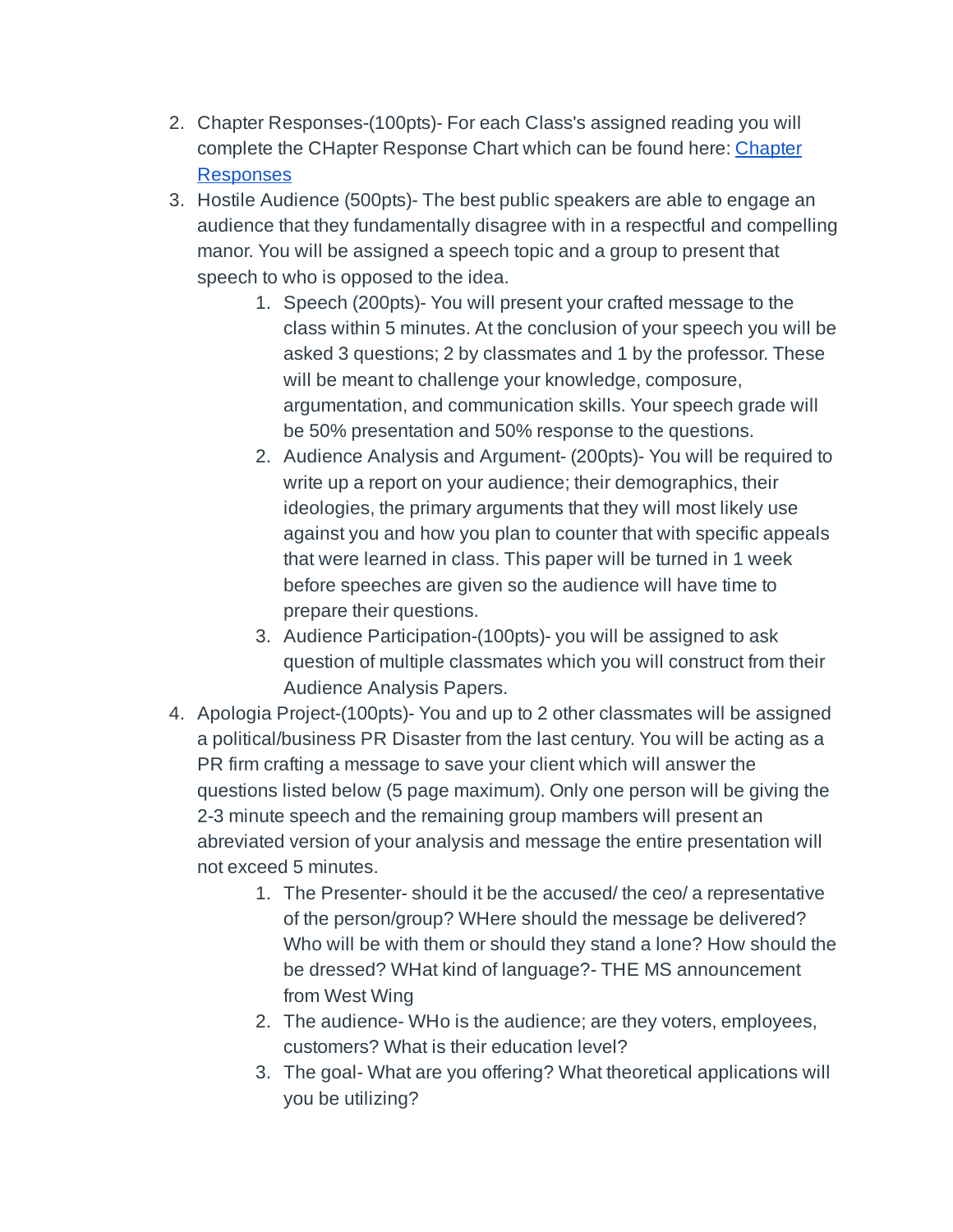2. Chapter Responses-(100pts)- For each Class's assigned reading you will complete the CHapter Response Chart which can be found here: [Chapter Responses]()
3. Hostile Audience (500pts)- The best public speakers are able to engage an audience that they fundamentally disagree with in a respectful and compelling manor. You will be assigned a speech topic and a group to present that speech to who is opposed to the idea.
    1. Speech (200pts)- You will present your crafted message to the class within 5 minutes. At the conclusion of your speech you will be asked 3 questions; 2 by classmates and 1 by the professor. These will be meant to challenge your knowledge, composure, argumentation, and communication skills. Your speech grade will be 50% presentation and 50% response to the questions.
    2. Audience Analysis and Argument- (200pts)- You will be required to write up a report on your audience; their demographics, their ideologies, the primary arguments that they will most likely use against you and how you plan to counter that with specific appeals that were learned in class. This paper will be turned in 1 week before speeches are given so the audience will have time to prepare their questions.
    3. Audience Participation-(100pts)- you will be assigned to ask question of multiple classmates which you will construct from their Audience Analysis Papers.
4. Apologia Project-(100pts)- You and up to 2 other classmates will be assigned a political/business PR Disaster from the last century. You will be acting as a PR firm crafting a message to save your client which will answer the questions listed below (5 page maximum). Only one person will be giving the 2-3 minute speech and the remaining group mambers will present an abreviated version of your analysis and message the entire presentation will not exceed 5 minutes.
    1. The Presenter- should it be the accused/ the ceo/ a representative of the person/group? WHere should the message be delivered? Who will be with them or should they stand a lone? How should the be dressed? WHat kind of language?- THE MS announcement from West Wing
    2. The audience- WHo is the audience; are they voters, employees, customers? What is their education level?
    3. The goal- What are you offering? What theoretical applications will you be utilizing?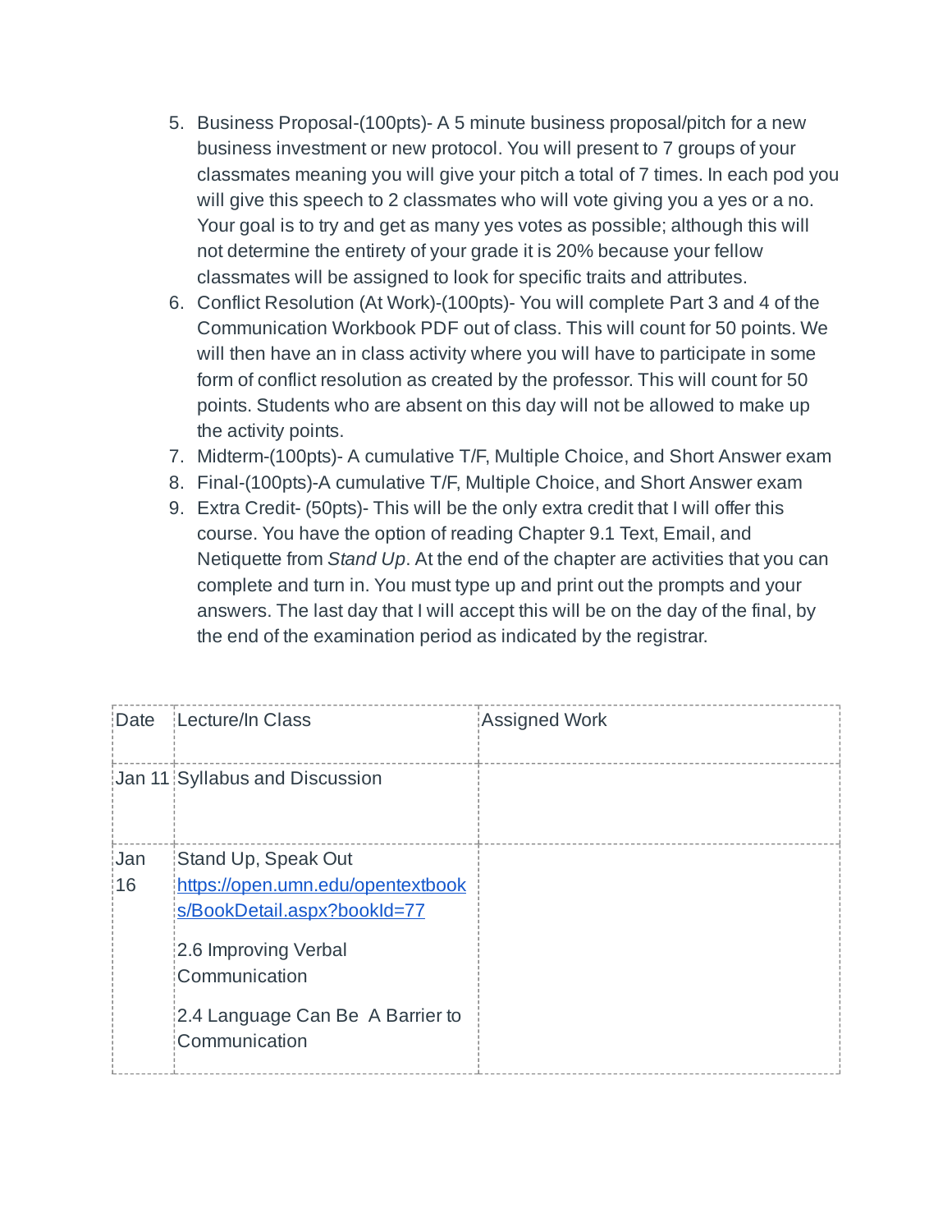5. Business Proposal-(100pts)- A 5 minute business proposal/pitch for a new business investment or new protocol. You will present to 7 groups of your classmates meaning you will give your pitch a total of 7 times. In each pod you will give this speech to 2 classmates who will vote giving you a yes or a no. Your goal is to try and get as many yes votes as possible; although this will not determine the entirety of your grade it is 20% because your fellow classmates will be assigned to look for specific traits and attributes.
6. Conflict Resolution (At Work)-(100pts)- You will complete Part 3 and 4 of the Communication Workbook PDF out of class. This will count for 50 points. We will then have an in class activity where you will have to participate in some form of conflict resolution as created by the professor. This will count for 50 points. Students who are absent on this day will not be allowed to make up the activity points.
7. Midterm-(100pts)- A cumulative T/F, Multiple Choice, and Short Answer exam
8. Final-(100pts)-A cumulative T/F, Multiple Choice, and Short Answer exam
9. Extra Credit- (50pts)- This will be the only extra credit that I will offer this course. You have the option of reading Chapter 9.1 Text, Email, and Netiquette from *Stand Up*. At the end of the chapter are activities that you can complete and turn in. You must type up and print out the prompts and your answers. The last day that I will accept this will be on the day of the final, by the end of the examination period as indicated by the registrar.

| Date | Lecture/In Class | Assigned Work |
|---|---|---|
| Jan 11 | Syllabus and Discussion | |
| Jan 16 | Stand Up, Speak Out [https://open.umn.edu/opentextbooks/BookDetail.aspx?bookId=77](https://open.umn.edu/opentextbooks/BookDetail.aspx?bookId=77) <br><br> 2.6 Improving Verbal Communication <br><br> 2.4 Language Can Be A Barrier to Communication | |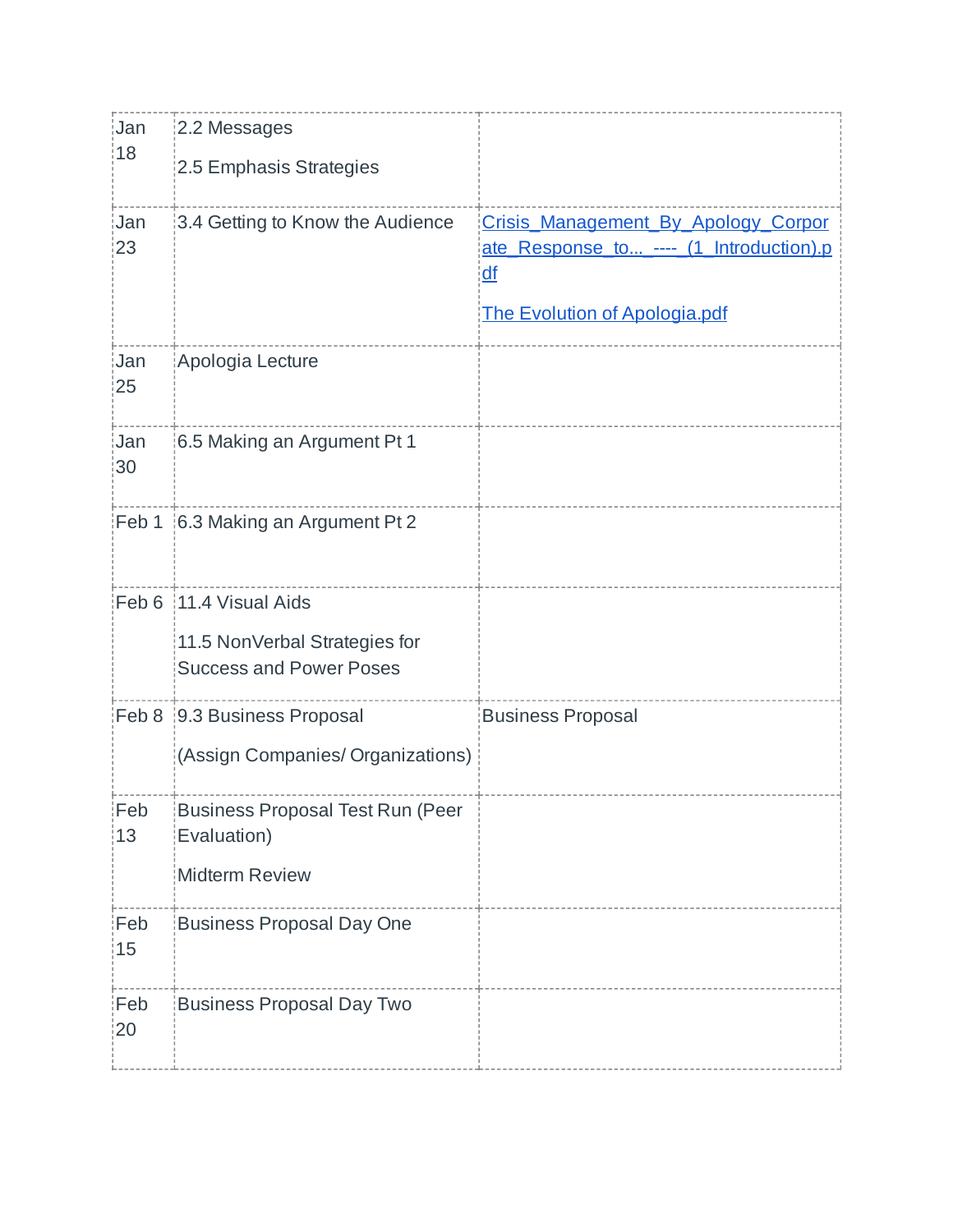| | | |
|---|---|---|
| Jan 18 | 2.2 Messages<br><br>2.5 Emphasis Strategies | |
| Jan 23 | 3.4 Getting to Know the Audience | Crisis_Management_By_Apology_Corporate_Response_to..._----_(1_Introduction).pdf<br><br>The Evolution of Apologia.pdf |
| Jan 25 | Apologia Lecture | |
| Jan 30 | 6.5 Making an Argument Pt 1 | |
| Feb 1 | 6.3 Making an Argument Pt 2 | |
| Feb 6 | 11.4 Visual Aids<br><br>11.5 NonVerbal Strategies for Success and Power Poses | |
| Feb 8 | 9.3 Business Proposal<br><br>(Assign Companies/ Organizations) | Business Proposal |
| Feb 13 | Business Proposal Test Run (Peer Evaluation)<br><br>Midterm Review | |
| Feb 15 | Business Proposal Day One | |
| Feb 20 | Business Proposal Day Two | |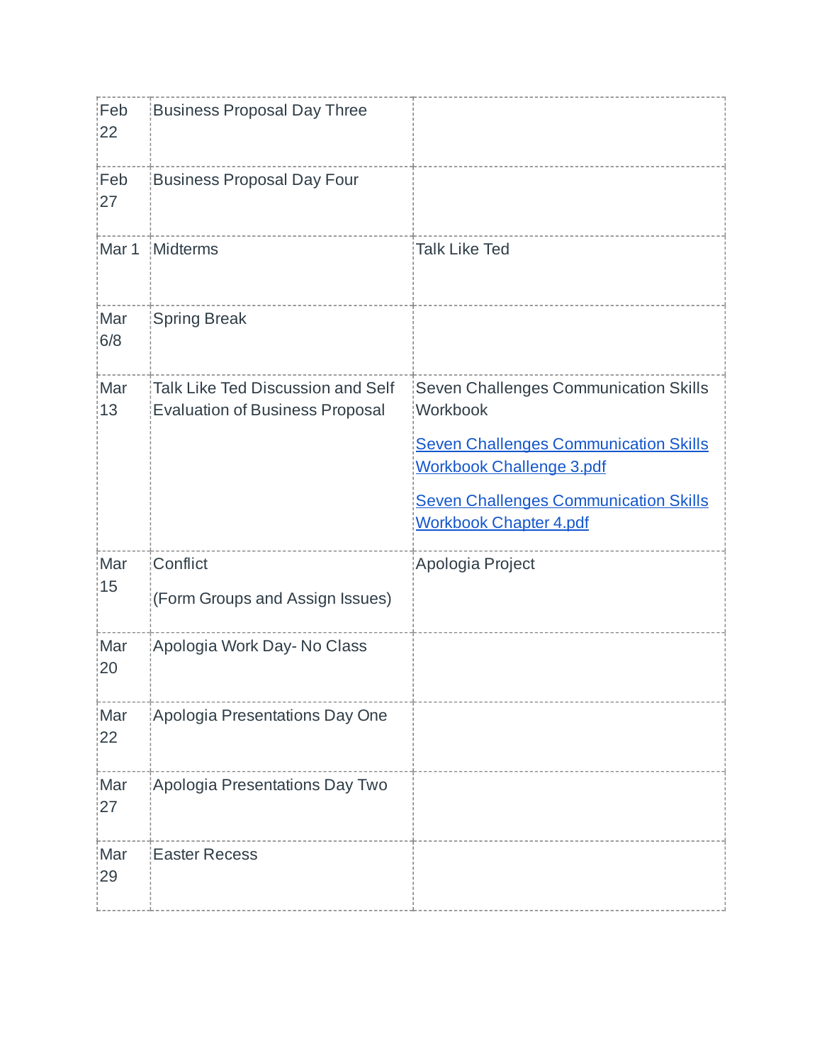| | | |
|---|---|---|
| Feb 22 | Business Proposal Day Three | |
| Feb 27 | Business Proposal Day Four | |
| Mar 1 | Midterms | Talk Like Ted |
| Mar 6/8 | Spring Break | |
| Mar 13 | Talk Like Ted Discussion and Self Evaluation of Business Proposal | Seven Challenges Communication Skills Workbook<br><br>Seven Challenges Communication Skills Workbook Challenge 3.pdf<br><br>Seven Challenges Communication Skills Workbook Chapter 4.pdf |
| Mar 15 | Conflict<br><br>(Form Groups and Assign Issues) | Apologia Project |
| Mar 20 | Apologia Work Day- No Class | |
| Mar 22 | Apologia Presentations Day One | |
| Mar 27 | Apologia Presentations Day Two | |
| Mar 29 | Easter Recess | |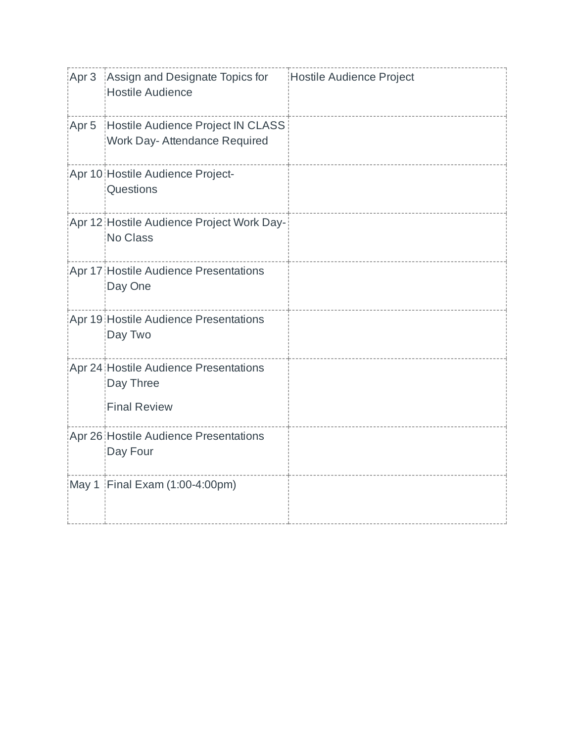| | | |
|---|---|---|
| Apr 3 | Assign and Designate Topics for Hostile Audience | Hostile Audience Project |
| Apr 5 | Hostile Audience Project IN CLASS Work Day- Attendance Required | |
| Apr 10 | Hostile Audience Project- Questions | |
| Apr 12 | Hostile Audience Project Work Day- No Class | |
| Apr 17 | Hostile Audience Presentations Day One | |
| Apr 19 | Hostile Audience Presentations Day Two | |
| Apr 24 | Hostile Audience Presentations Day Three<br><br>Final Review | |
| Apr 26 | Hostile Audience Presentations Day Four | |
| May 1 | Final Exam (1:00-4:00pm) | |